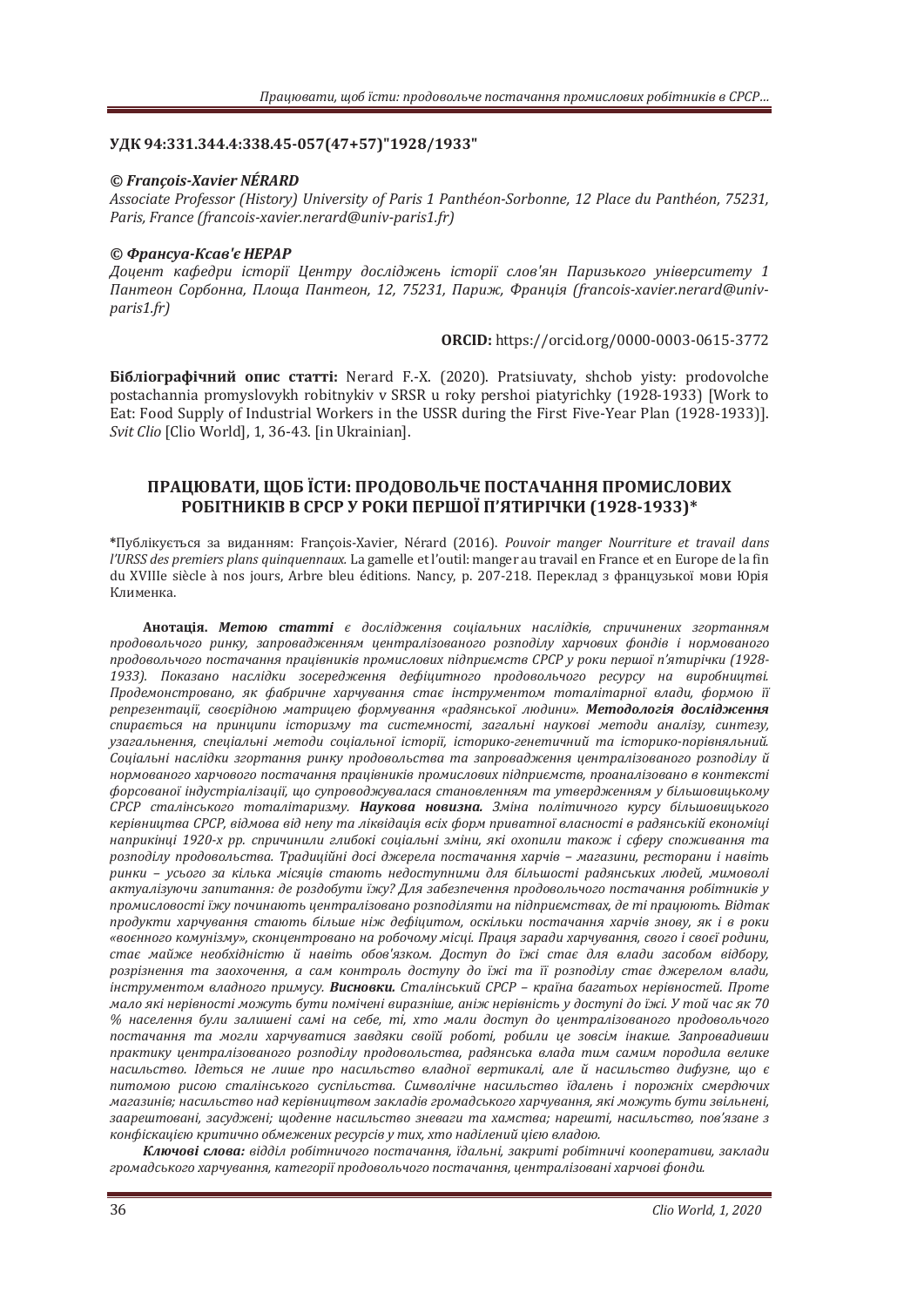**УДК 94:331.344.4:338.45-057(47+57)"1928/1933"**

***© François-Xavier NÉRARD***

*Associate Professor (History) University of Paris 1 Panthéon-Sorbonne, 12 Place du Panthéon, 75231, Paris, France (francois-xavier.nerard@univ-paris1.fr)*

***© Франсуа-Ксав'є НЕРАР***

*Доцент кафедри історії Центру досліджень історії слов'ян Паризького університету 1 Пантеон Сорбонна, Площа Пантеон, 12, 75231, Париж, Франція (francois-xavier.nerard@univ-paris1.fr)*

**ORCID:** https://orcid.org/0000-0003-0615-3772

**Бібліографічний опис статті:** Nerard F.-X. (2020). Pratsiuvaty, shchob yisty: prodovolche postachannia promyslovykh robitnykiv v SRSR u roky pershoi piatyrichky (1928-1933) [Work to Eat: Food Supply of Industrial Workers in the USSR during the First Five-Year Plan (1928-1933)]. *Svit Clio* [Clio World], 1, 36-43. [in Ukrainian].

## ПРАЦЮВАТИ, ЩОБ ЇСТИ: ПРОДОВОЛЬЧЕ ПОСТАЧАННЯ ПРОМИСЛОВИХ РОБІТНИКІВ В СРСР У РОКИ ПЕРШОЇ П'ЯТИРІЧКИ (1928-1933)*

*Публікується за виданням: François-Xavier, Nérard (2016). *Pouvoir manger Nourriture et travail dans l'URSS des premiers plans quinquennaux.* La gamelle et l'outil: manger au travail en France et en Europe de la fin du XVIIIe siècle à nos jours, Arbre bleu éditions. Nancy, p. 207-218. Переклад з французької мови Юрія Клименка.

**Анотація.** ***Метою статті*** *є дослідження соціальних наслідків, спричинених згортанням продовольчого ринку, запровадженням централізованого розподілу харчових фондів і нормованого продовольчого постачання працівників промислових підприємств СРСР у роки першої п'ятирічки (1928-1933). Показано наслідки зосередження дефіцитного продовольчого ресурсу на виробництві. Продемонстровано, як фабричне харчування стає інструментом тоталітарної влади, формою її репрезентації, своєрідною матрицею формування «радянської людини».* ***Методологія дослідження*** *спирається на принципи історизму та системності, загальні наукові методи аналізу, синтезу, узагальнення, спеціальні методи соціальної історії, історико-генетичний та історико-порівняльний. Соціальні наслідки згортання ринку продовольства та запровадження централізованого розподілу й нормованого харчового постачання працівників промислових підприємств, проаналізовано в контексті форсованої індустріалізації, що супроводжувалася становленням та утвердженням у більшовицькому СРСР сталінського тоталітаризму.* ***Наукова новизна.*** *Зміна політичного курсу більшовицького керівництва СРСР, відмова від непу та ліквідація всіх форм приватної власності в радянській економіці наприкінці 1920-х рр. спричинили глибокі соціальні зміни, які охопили також і сферу споживання та розподілу продовольства. Традиційні досі джерела постачання харчів – магазини, ресторани і навіть ринки – усього за кілька місяців стають недоступними для більшості радянських людей, мимоволі актуалізуючи запитання: де роздобути їжу? Для забезпечення продовольчого постачання робітників у промисловості їжу починають централізовано розподіляти на підприємствах, де ті працюють. Відтак продукти харчування стають більше ніж дефіцитом, оскільки постачання харчів знову, як і в роки «воєнного комунізму», сконцентровано на робочому місці. Праця заради харчування, свого і своєї родини, стає майже необхідністю й навіть обов'язком. Доступ до їжі стає для влади засобом відбору, розрізнення та заохочення, а сам контроль доступу до їжі та її розподілу стає джерелом влади, інструментом владного примусу.* ***Висновки.*** *Сталінський СРСР – країна багатьох нерівностей. Проте мало які нерівності можуть бути помічені виразніше, аніж нерівність у доступі до їжі. У той час як 70 % населення були залишені самі на себе, ті, хто мали доступ до централізованого продовольчого постачання та могли харчуватися завдяки своїй роботі, робили це зовсім інакше. Запровадивши практику централізованого розподілу продовольства, радянська влада тим самим породила велике насильство. Ідеться не лише про насильство владної вертикалі, але й насильство дифузне, що є питомою рисою сталінського суспільства. Символічне насильство їдалень і порожніх смердючих магазинів; насильство над керівництвом закладів громадського харчування, які можуть бути звільнені, заарештовані, засуджені; щоденне насильство зневаги та хамства; нарешті, насильство, пов'язане з конфіскацією критично обмежених ресурсів у тих, хто наділений цією владою.*

***Ключові слова:*** *відділ робітничого постачання, їдальні, закриті робітничі кооперативи, заклади громадського харчування, категорії продовольчого постачання, централізовані харчові фонди.*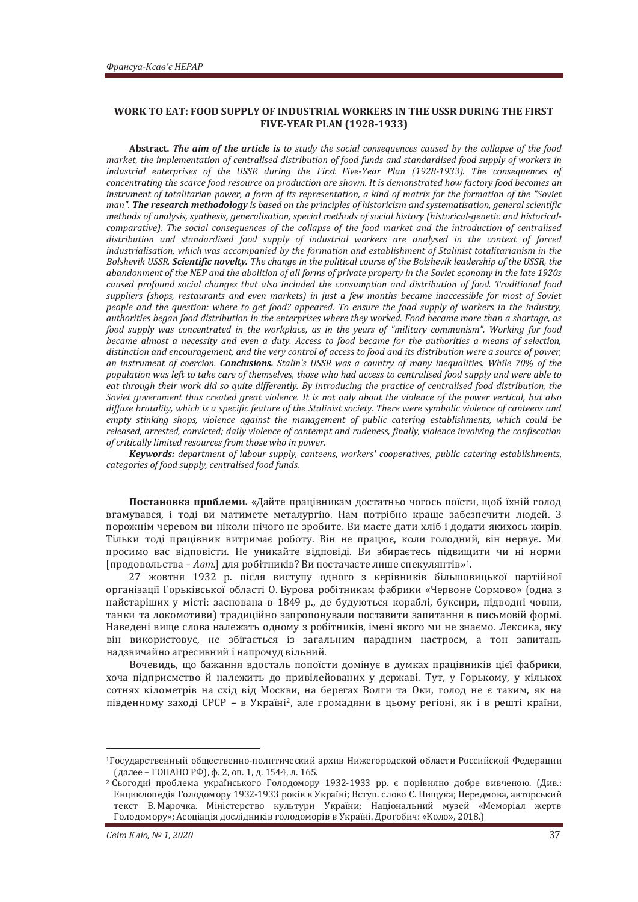**WORK TO EAT: FOOD SUPPLY OF INDUSTRIAL WORKERS IN THE USSR DURING THE FIRST FIVE-YEAR PLAN (1928-1933)**

**Abstract.** ***The aim of the article is*** *to study the social consequences caused by the collapse of the food market, the implementation of centralised distribution of food funds and standardised food supply of workers in industrial enterprises of the USSR during the First Five-Year Plan (1928-1933). The consequences of concentrating the scarce food resource on production are shown. It is demonstrated how factory food becomes an instrument of totalitarian power, a form of its representation, a kind of matrix for the formation of the "Soviet man".* ***The research methodology*** *is based on the principles of historicism and systematisation, general scientific methods of analysis, synthesis, generalisation, special methods of social history (historical-genetic and historical-comparative). The social consequences of the collapse of the food market and the introduction of centralised distribution and standardised food supply of industrial workers are analysed in the context of forced industrialisation, which was accompanied by the formation and establishment of Stalinist totalitarianism in the Bolshevik USSR.* ***Scientific novelty.*** *The change in the political course of the Bolshevik leadership of the USSR, the abandonment of the NEP and the abolition of all forms of private property in the Soviet economy in the late 1920s caused profound social changes that also included the consumption and distribution of food. Traditional food suppliers (shops, restaurants and even markets) in just a few months became inaccessible for most of Soviet people and the question: where to get food? appeared. To ensure the food supply of workers in the industry, authorities began food distribution in the enterprises where they worked. Food became more than a shortage, as food supply was concentrated in the workplace, as in the years of "military communism". Working for food became almost a necessity and even a duty. Access to food became for the authorities a means of selection, distinction and encouragement, and the very control of access to food and its distribution were a source of power, an instrument of coercion.* ***Conclusions.*** *Stalin's USSR was a country of many inequalities. While 70% of the population was left to take care of themselves, those who had access to centralised food supply and were able to eat through their work did so quite differently. By introducing the practice of centralised food distribution, the Soviet government thus created great violence. It is not only about the violence of the power vertical, but also diffuse brutality, which is a specific feature of the Stalinist society. There were symbolic violence of canteens and empty stinking shops, violence against the management of public catering establishments, which could be released, arrested, convicted; daily violence of contempt and rudeness, finally, violence involving the confiscation of critically limited resources from those who in power.*

***Keywords:*** *department of labour supply, canteens, workers' cooperatives, public catering establishments, categories of food supply, centralised food funds.*

**Постановка проблеми.** «Дайте працівникам достатньо чогось поїсти, щоб їхній голод вгамувався, і тоді ви матимете металургію. Нам потрібно краще забезпечити людей. З порожнім черевом ви ніколи нічого не зробите. Ви маєте дати хліб і додати якихось жирів. Тільки тоді працівник витримає роботу. Він не працює, коли голодний, він нервує. Ми просимо вас відповісти. Не уникайте відповіді. Ви збираєтесь підвищити чи ні норми [продовольства – *Авт.*] для робітників? Ви постачаєте лише спекулянтів»[1].

27 жовтня 1932 р. після виступу одного з керівників більшовицької партійної організації Горьківської області О. Бурова робітникам фабрики «Червоне Сормово» (одна з найстаріших у місті: заснована в 1849 р., де будуються кораблі, буксири, підводні човни, танки та локомотиви) традиційно запропонували поставити запитання в письмовій формі. Наведені вище слова належать одному з робітників, імені якого ми не знаємо. Лексика, яку він використовує, не збігається із загальним парадним настроєм, а тон запитань надзвичайно агресивний і напрочуд вільний.

Вочевидь, що бажання вдосталь попоїсти домінує в думках працівників цієї фабрики, хоча підприємство й належить до привілейованих у державі. Тут, у Горькому, у кількох сотнях кілометрів на схід від Москви, на берегах Волги та Оки, голод не є таким, як на південному заході СРСР – в Україні[2], але громадяни в цьому регіоні, як і в решті країни,

---

[1] Государственный общественно-политический архив Нижегородской области Российской Федерации (далее – ГОПАНО РФ), ф. 2, оп. 1, д. 1544, л. 165.

[2] Сьогодні проблема українського Голодомору 1932-1933 рр. є порівняно добре вивченою. (Див.: Енциклопедія Голодомору 1932-1933 років в Україні; Вступ. слово Є. Нищука; Передмова, авторський текст В. Марочка. Міністерство культури України; Національний музей «Меморіал жертв Голодомору»; Асоціація дослідників голодоморів в Україні. Дрогобич: «Коло», 2018.)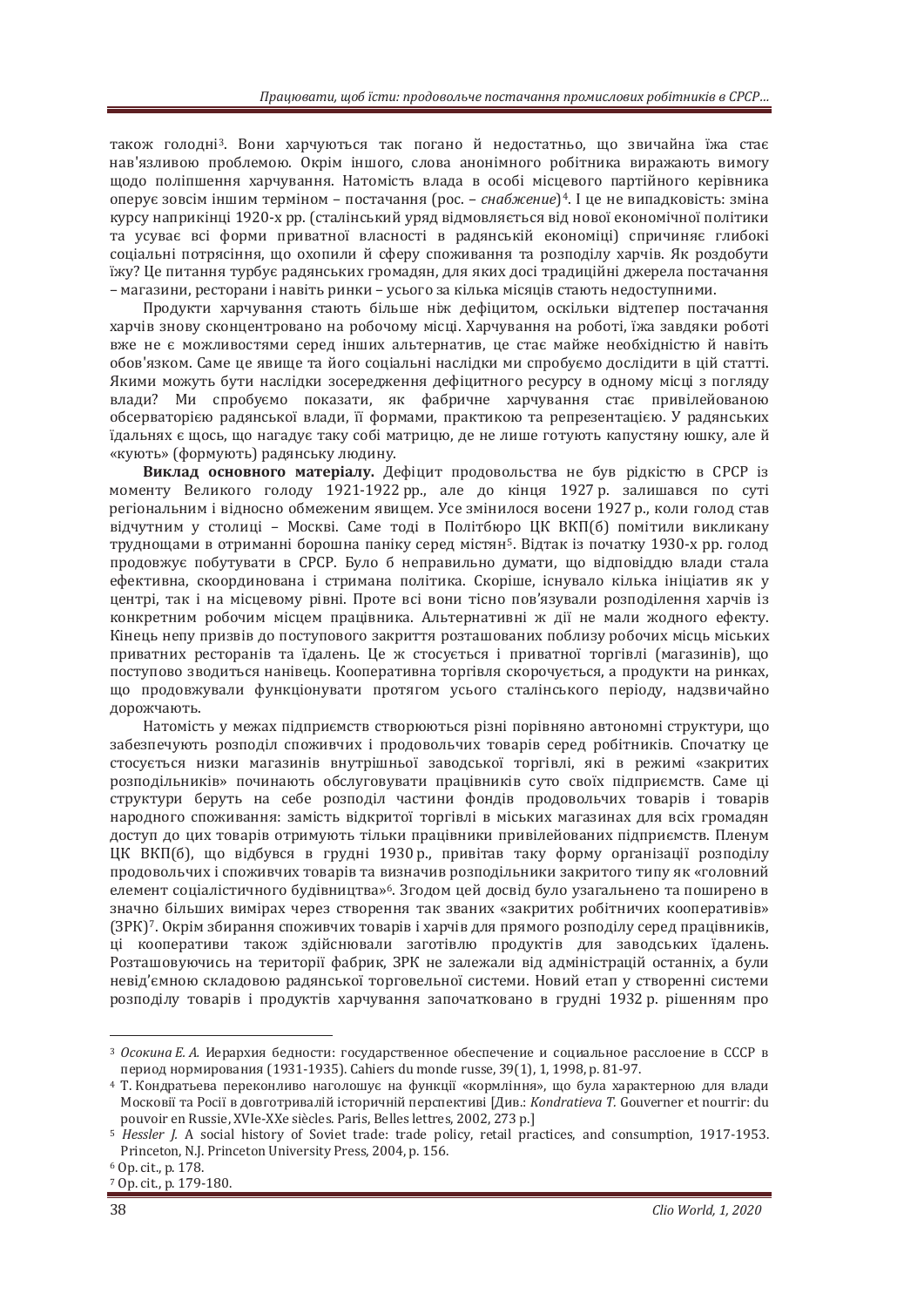також голодні[3]. Вони харчуються так погано й недостатньо, що звичайна їжа стає нав'язливою проблемою. Окрім іншого, слова анонімного робітника виражають вимогу щодо поліпшення харчування. Натомість влада в особі місцевого партійного керівника оперує зовсім іншим терміном – постачання (рос. – *снабжение*)[4]. І це не випадковість: зміна курсу наприкінці 1920-х рр. (сталінський уряд відмовляється від нової економічної політики та усуває всі форми приватної власності в радянській економіці) спричиняє глибокі соціальні потрясіння, що охопили й сферу споживання та розподілу харчів. Як роздобути їжу? Це питання турбує радянських громадян, для яких досі традиційні джерела постачання – магазини, ресторани і навіть ринки – усього за кілька місяців стають недоступними.

Продукти харчування стають більше ніж дефіцитом, оскільки відтепер постачання харчів знову сконцентровано на робочому місці. Харчування на роботі, їжа завдяки роботі вже не є можливостями серед інших альтернатив, це стає майже необхідністю й навіть обов'язком. Саме це явище та його соціальні наслідки ми спробуємо дослідити в цій статті. Якими можуть бути наслідки зосередження дефіцитного ресурсу в одному місці з погляду влади? Ми спробуємо показати, як фабричне харчування стає привілейованою обсерваторією радянської влади, її формами, практикою та репрезентацією. У радянських їдальнях є щось, що нагадує таку собі матрицю, де не лише готують капустяну юшку, але й «кують» (формують) радянську людину.

**Виклад основного матеріалу.** Дефіцит продовольства не був рідкістю в СРСР із моменту Великого голоду 1921-1922 рр., але до кінця 1927 р. залишався по суті регіональним і відносно обмеженим явищем. Усе змінилося восени 1927 р., коли голод став відчутним у столиці – Москві. Саме тоді в Політбюро ЦК ВКП(б) помітили викликану труднощами в отриманні борошна паніку серед містян[5]. Відтак із початку 1930-х рр. голод продовжує побутувати в СРСР. Було б неправильно думати, що відповіддю влади стала ефективна, скоординована і стримана політика. Скоріше, існувало кілька ініціатив як у центрі, так і на місцевому рівні. Проте всі вони тісно пов'язували розподілення харчів із конкретним робочим місцем працівника. Альтернативні ж дії не мали жодного ефекту. Кінець непу призвів до поступового закриття розташованих поблизу робочих місць міських приватних ресторанів та їдалень. Це ж стосується і приватної торгівлі (магазинів), що поступово зводиться нанівець. Кооперативна торгівля скорочується, а продукти на ринках, що продовжували функціонувати протягом усього сталінського періоду, надзвичайно дорожчають.

Натомість у межах підприємств створюються різні порівняно автономні структури, що забезпечують розподіл споживчих і продовольчих товарів серед робітників. Спочатку це стосується низки магазинів внутрішньої заводської торгівлі, які в режимі «закритих розподільників» починають обслуговувати працівників суто своїх підприємств. Саме ці структури беруть на себе розподіл частини фондів продовольчих товарів і товарів народного споживання: замість відкритої торгівлі в міських магазинах для всіх громадян доступ до цих товарів отримують тільки працівники привілейованих підприємств. Пленум ЦК ВКП(б), що відбувся в грудні 1930 р., привітав таку форму організації розподілу продовольчих і споживчих товарів та визначив розподільники закритого типу як «головний елемент соціалістичного будівництва»[6]. Згодом цей досвід було узагальнено та поширено в значно більших вимірах через створення так званих «закритих робітничих кооперативів» (ЗРК)[7]. Окрім збирання споживчих товарів і харчів для прямого розподілу серед працівників, ці кооперативи також здійснювали заготівлю продуктів для заводських їдалень. Розташовуючись на території фабрик, ЗРК не залежали від адміністрацій останніх, а були невід'ємною складовою радянської торговельної системи. Новий етап у створенні системи розподілу товарів і продуктів харчування започатковано в грудні 1932 р. рішенням про

---

[3] *Осокина Е. А.* Иерархия бедности: государственное обеспечение и социальное расслоение в СССР в период нормирования (1931-1935). Cahiers du monde russe, 39(1), 1, 1998, p. 81-97.

[4] Т. Кондратьева переконливо наголошує на функції «кормління», що була характерною для влади Московії та Росії в довготривалій історичній перспективі [Див.: *Kondratieva T.* Gouverner et nourrir: du pouvoir en Russie, XVIe-XXe siècles. Paris, Belles lettres, 2002, 273 p.]

[5] *Hessler J.* A social history of Soviet trade: trade policy, retail practices, and consumption, 1917-1953. Princeton, N.J. Princeton University Press, 2004, p. 156.

[6] Op. cit., p. 178.

[7] Op. cit., p. 179-180.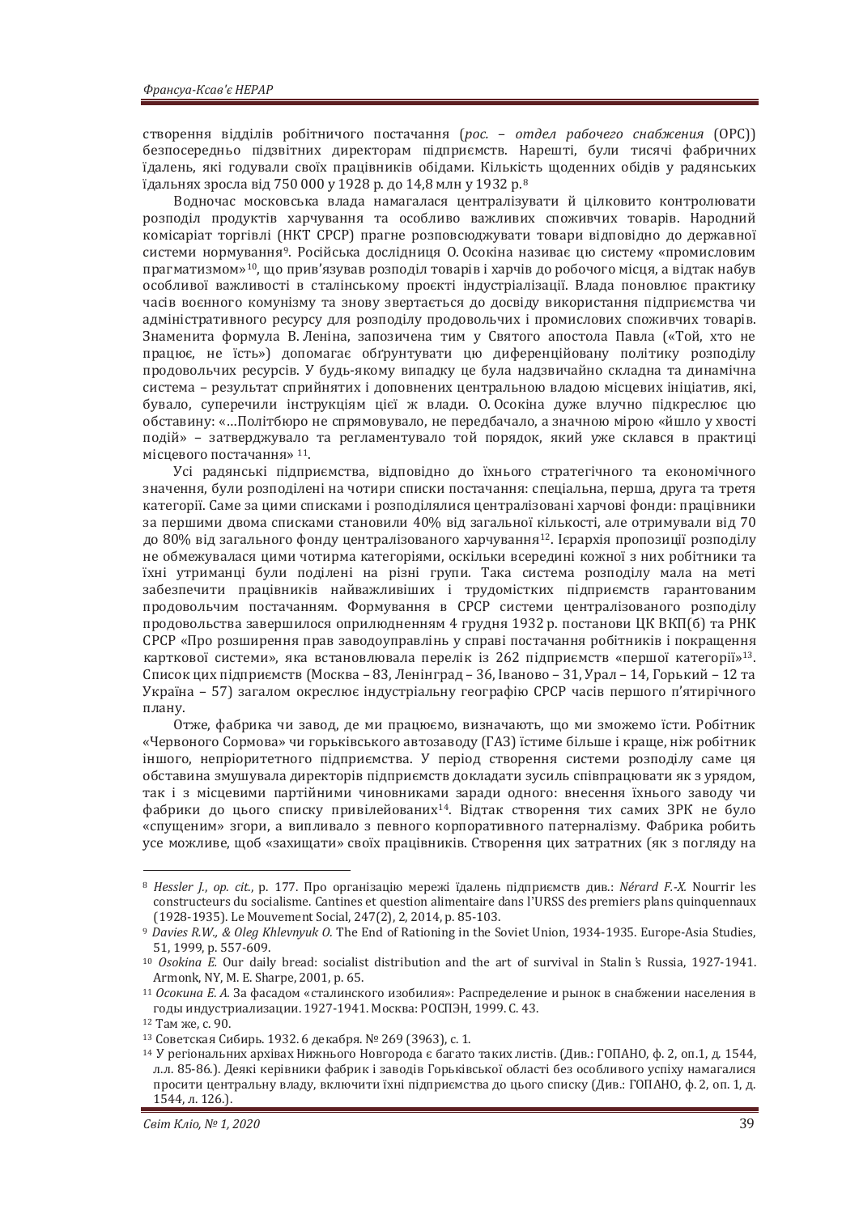створення відділів робітничого постачання (*рос. – отдел рабочего снабжения* (ОРС)) безпосередньо підзвітних директорам підприємств. Нарешті, були тисячі фабричних їдалень, які годували своїх працівників обідами. Кількість щоденних обідів у радянських їдальнях зросла від 750 000 у 1928 р. до 14,8 млн у 1932 р.[8]

Водночас московська влада намагалася централізувати й цілковито контролювати розподіл продуктів харчування та особливо важливих споживчих товарів. Народний комісаріат торгівлі (НКТ СРСР) прагне розповсюджувати товари відповідно до державної системи нормування[9]. Російська дослідниця О. Осокіна називає цю систему «промисловим прагматизмом»[10], що прив'язував розподіл товарів і харчів до робочого місця, а відтак набув особливої важливості в сталінському проєкті індустріалізації. Влада поновлює практику часів воєнного комунізму та знову звертається до досвіду використання підприємства чи адміністративного ресурсу для розподілу продовольчих і промислових споживчих товарів. Знаменита формула В. Леніна, запозичена тим у Святого апостола Павла («Той, хто не працює, не їсть») допомагає обґрунтувати цю диференційовану політику розподілу продовольчих ресурсів. У будь-якому випадку це була надзвичайно складна та динамічна система – результат сприйнятих і доповнених центральною владою місцевих ініціатив, які, бувало, суперечили інструкціям цієї ж влади. О. Осокіна дуже влучно підкреслює цю обставину: «…Політбюро не спрямовувало, не передбачало, а значною мірою «йшло у хвості подій» – затверджувало та регламентувало той порядок, який уже склався в практиці місцевого постачання» [11].

Усі радянські підприємства, відповідно до їхнього стратегічного та економічного значення, були розподілені на чотири списки постачання: спеціальна, перша, друга та третя категорії. Саме за цими списками і розподілялися централізовані харчові фонди: працівники за першими двома списками становили 40% від загальної кількості, але отримували від 70 до 80% від загального фонду централізованого харчування[12]. Ієрархія пропозиції розподілу не обмежувалася цими чотирма категоріями, оскільки всередині кожної з них робітники та їхні утриманці були поділені на різні групи. Така система розподілу мала на меті забезпечити працівників найважливіших і трудомістких підприємств гарантованим продовольчим постачанням. Формування в СРСР системи централізованого розподілу продовольства завершилося оприлюдненням 4 грудня 1932 р. постанови ЦК ВКП(б) та РНК СРСР «Про розширення прав заводоуправлінь у справі постачання робітників і покращення карткової системи», яка встановлювала перелік із 262 підприємств «першої категорії»[13]. Список цих підприємств (Москва – 83, Ленінград – 36, Іваново – 31, Урал – 14, Горький – 12 та Україна – 57) загалом окреслює індустріальну географію СРСР часів першого п'ятирічного плану.

Отже, фабрика чи завод, де ми працюємо, визначають, що ми зможемо їсти. Робітник «Червоного Сормова» чи горьківського автозаводу (ГАЗ) їстиме більше і краще, ніж робітник іншого, непріоритетного підприємства. У період створення системи розподілу саме ця обставина змушувала директорів підприємств докладати зусиль співпрацювати як з урядом, так і з місцевими партійними чиновниками заради одного: внесення їхнього заводу чи фабрики до цього списку привілейованих[14]. Відтак створення тих самих ЗРК не було «спущеним» згори, а випливало з певного корпоративного патерналізму. Фабрика робить усе можливе, щоб «захищати» своїх працівників. Створення цих затратних (як з погляду на

---

[8] *Hessler J., op. cit.*, p. 177. Про організацію мережі їдалень підприємств див.: *Nérard F.-X.* Nourrir les constructeurs du socialisme. Cantines et question alimentaire dans l'URSS des premiers plans quinquennaux (1928-1935). Le Mouvement Social, 247(2), 2, 2014, p. 85-103.

[9] *Davies R.W., & Oleg Khlevnyuk O.* The End of Rationing in the Soviet Union, 1934-1935. Europe-Asia Studies, 51, 1999, p. 557-609.

[10] *Osokina E.* Our daily bread: socialist distribution and the art of survival in Stalin's Russia, 1927-1941. Armonk, NY, M. E. Sharpe, 2001, p. 65.

[11] *Осокина Е. А.* За фасадом «сталинского изобилия»: Распределение и рынок в снабжении населения в годы индустриализации. 1927-1941. Москва: РОСПЭН, 1999. С. 43.

[12] Там же, с. 90.

[13] Советская Сибирь. 1932. 6 декабря. № 269 (3963), с. 1.

[14] У регіональних архівах Нижнього Новгорода є багато таких листів. (Див.: ГОПАНО, ф. 2, оп.1, д. 1544, л.л. 85-86.). Деякі керівники фабрик і заводів Горьківської області без особливого успіху намагалися просити центральну владу, включити їхні підприємства до цього списку (Див.: ГОПАНО, ф. 2, оп. 1, д. 1544, л. 126.).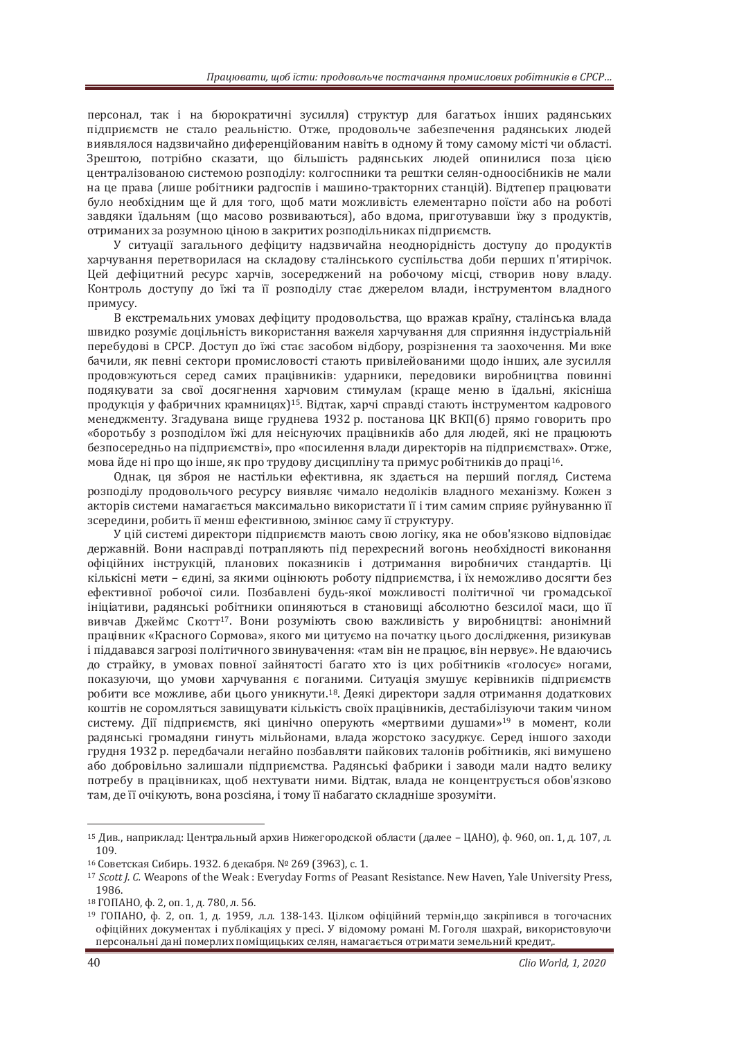персонал, так і на бюрократичні зусилля) структур для багатьох інших радянських підприємств не стало реальністю. Отже, продовольче забезпечення радянських людей виявлялося надзвичайно диференційованим навіть в одному й тому самому місті чи області. Зрештою, потрібно сказати, що більшість радянських людей опинилися поза цією централізованою системою розподілу: колгоспники та рештки селян-одноосібників не мали на це права (лише робітники радгоспів і машино-тракторних станцій). Відтепер працювати було необхідним ще й для того, щоб мати можливість елементарно поїсти або на роботі завдяки їдальням (що масово розвиваються), або вдома, приготувавши їжу з продуктів, отриманих за розумною ціною в закритих розподільниках підприємств.

У ситуації загального дефіциту надзвичайна неоднорідність доступу до продуктів харчування перетворилася на складову сталінського суспільства доби перших п'ятирічок. Цей дефіцитний ресурс харчів, зосереджений на робочому місці, створив нову владу. Контроль доступу до їжі та її розподілу стає джерелом влади, інструментом владного примусу.

В екстремальних умовах дефіциту продовольства, що вражав країну, сталінська влада швидко розуміє доцільність використання важеля харчування для сприяння індустріальній перебудові в СРСР. Доступ до їжі стає засобом відбору, розрізнення та заохочення. Ми вже бачили, як певні сектори промисловості стають привілейованими щодо інших, але зусилля продовжуються серед самих працівників: ударники, передовики виробництва повинні подякувати за свої досягнення харчовим стимулам (краще меню в їдальні, якісніша продукція у фабричних крамницях)[15]. Відтак, харчі справді стають інструментом кадрового менеджменту. Згадувана вище груднева 1932 р. постанова ЦК ВКП(б) прямо говорить про «боротьбу з розподілом їжі для неіснуючих працівників або для людей, які не працюють безпосередньо на підприємстві», про «посилення влади директорів на підприємствах». Отже, мова йде ні про що інше, як про трудову дисципліну та примус робітників до праці[16].

Однак, ця зброя не настільки ефективна, як здається на перший погляд. Система розподілу продовольчого ресурсу виявляє чимало недоліків владного механізму. Кожен з акторів системи намагається максимально використати її і тим самим сприяє руйнуванню її зсередини, робить її менш ефективною, змінює саму її структуру.

У цій системі директори підприємств мають свою логіку, яка не обов'язково відповідає державній. Вони насправді потрапляють під перехресний вогонь необхідності виконання офіційних інструкцій, планових показників і дотримання виробничих стандартів. Ці кількісні мети – єдині, за якими оцінюють роботу підприємства, і їх неможливо досягти без ефективної робочої сили. Позбавлені будь-якої можливості політичної чи громадської ініціативи, радянські робітники опиняються в становищі абсолютно безсилої маси, що її вивчав Джеймс Скотт[17]. Вони розуміють свою важливість у виробництві: анонімний працівник «Красного Сормова», якого ми цитуємо на початку цього дослідження, ризикував і піддавався загрозі політичного звинувачення: «там він не працює, він нервує». Не вдаючись до страйку, в умовах повної зайнятості багато хто із цих робітників «голосує» ногами, показуючи, що умови харчування є поганими. Ситуація змушує керівників підприємств робити все можливе, аби цього уникнути.[18]. Деякі директори задля отримання додаткових коштів не соромляться завищувати кількість своїх працівників, дестабілізуючи таким чином систему. Дії підприємств, які цинічно оперують «мертвими душами»[19] в момент, коли радянські громадяни гинуть мільйонами, влада жорстоко засуджує. Серед іншого заходи грудня 1932 р. передбачали негайно позбавляти пайкових талонів робітників, які вимушено або добровільно залишали підприємства. Радянські фабрики і заводи мали надто велику потребу в працівниках, щоб нехтувати ними. Відтак, влада не концентрується обов'язково там, де її очікують, вона розсіяна, і тому її набагато складніше зрозуміти.

---

[15] Див., наприклад: Центральный архив Нижегородской области (далее – ЦАНО), ф. 960, оп. 1, д. 107, л. 109.

[16] Советская Сибирь. 1932. 6 декабря. № 269 (3963), с. 1.

[17] *Scott J. C.* Weapons of the Weak : Everyday Forms of Peasant Resistance. New Haven, Yale University Press, 1986.

[18] ГОПАНО, ф. 2, оп. 1, д. 780, л. 56.

[19] ГОПАНО, ф. 2, оп. 1, д. 1959, л.л. 138-143. Цілком офіційний термін,що закріпився в тогочасних офіційних документах і публікаціях у пресі. У відомому романі М. Гоголя шахрай, використовуючи персональні дані померлих поміщицьких селян, намагається отримати земельний кредит,.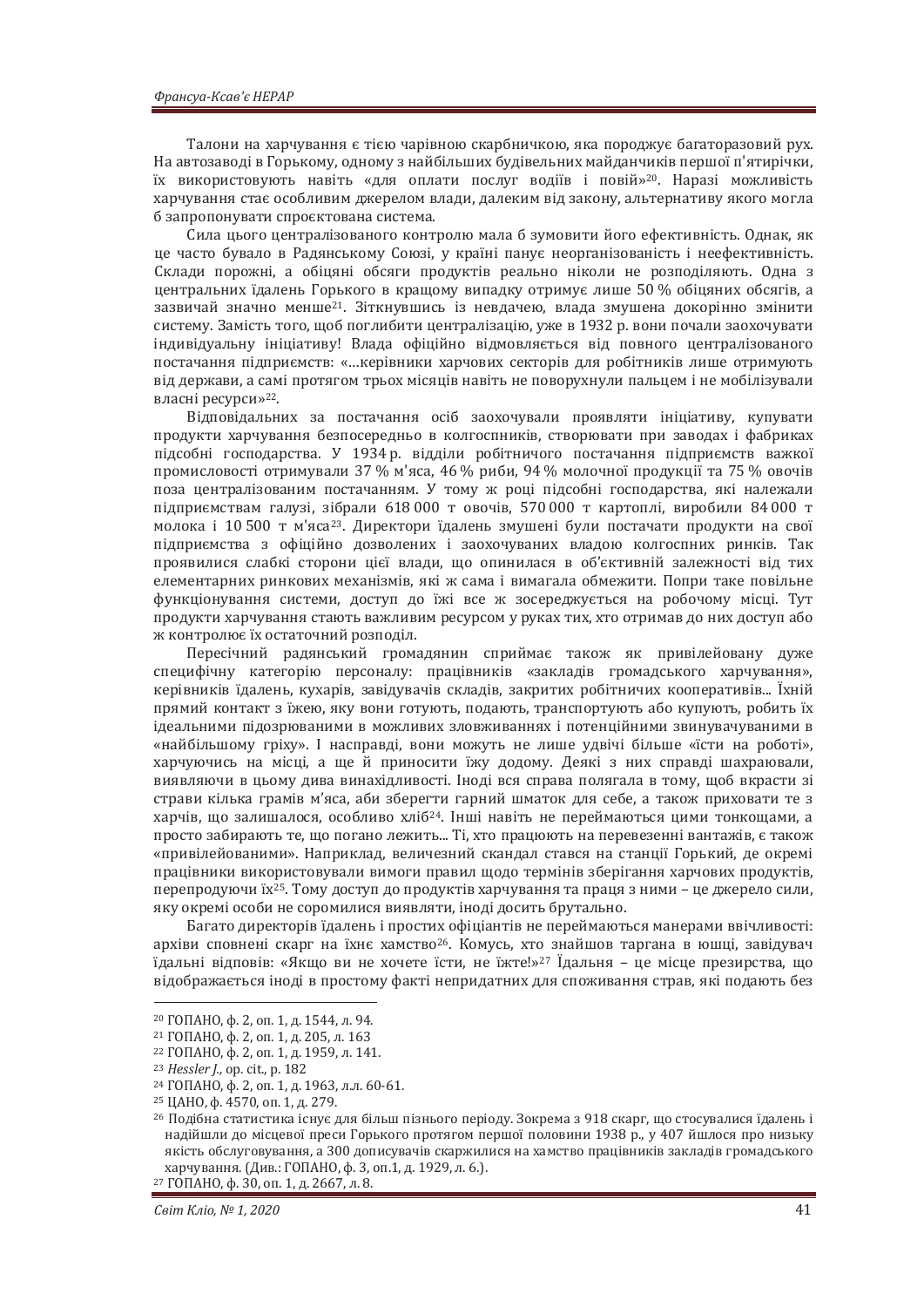Талони на харчування є тією чарівною скарбничкою, яка породжує багаторазовий рух. На автозаводі в Горькому, одному з найбільших будівельних майданчиків першої п'ятирічки, їх використовують навіть «для оплати послуг водіїв і повій»[20]. Наразі можливість харчування стає особливим джерелом влади, далеким від закону, альтернативу якого могла б запропонувати спроєктована система.

Сила цього централізованого контролю мала б зумовити його ефективність. Однак, як це часто бувало в Радянському Союзі, у країні панує неорганізованість і неефективність. Склади порожні, а обіцяні обсяги продуктів реально ніколи не розподіляють. Одна з центральних їдалень Горького в кращому випадку отримує лише 50 % обіцяних обсягів, а зазвичай значно менше[21]. Зіткнувшись із невдачею, влада змушена докорінно змінити систему. Замість того, щоб поглибити централізацію, уже в 1932 р. вони почали заохочувати індивідуальну ініціативу! Влада офіційно відмовляється від повного централізованого постачання підприємств: «…керівники харчових секторів для робітників лише отримують від держави, а самі протягом трьох місяців навіть не поворухнули пальцем і не мобілізували власні ресурси»[22].

Відповідальних за постачання осіб заохочували проявляти ініціативу, купувати продукти харчування безпосередньо в колгоспників, створювати при заводах і фабриках підсобні господарства. У 1934 р. відділи робітничого постачання підприємств важкої промисловості отримували 37 % м'яса, 46 % риби, 94 % молочної продукції та 75 % овочів поза централізованим постачанням. У тому ж році підсобні господарства, які належали підприємствам галузі, зібрали 618 000 т овочів, 570 000 т картоплі, виробили 84 000 т молока і 10 500 т м'яса[23]. Директори їдалень змушені були постачати продукти на свої підприємства з офіційно дозволених і заохочуваних владою колгоспних ринків. Так проявилися слабкі сторони цієї влади, що опинилася в об'єктивній залежності від тих елементарних ринкових механізмів, які ж сама і вимагала обмежити. Попри таке повільне функціонування системи, доступ до їжі все ж зосереджується на робочому місці. Тут продукти харчування стають важливим ресурсом у руках тих, хто отримав до них доступ або ж контролює їх остаточний розподіл.

Пересічний радянський громадянин сприймає також як привілейовану дуже специфічну категорію персоналу: працівників «закладів громадського харчування», керівників їдалень, кухарів, завідувачів складів, закритих робітничих кооперативів… Їхній прямий контакт з їжею, яку вони готують, подають, транспортують або купують, робить їх ідеальними підозрюваними в можливих зловживаннях і потенційними звинувачуваними в «найбільшому гріху». І насправді, вони можуть не лише удвічі більше «їсти на роботі», харчуючись на місці, а ще й приносити їжу додому. Деякі з них справді шахраювали, виявляючи в цьому дива винахідливості. Іноді вся справа полягала в тому, щоб вкрасти зі страви кілька грамів м'яса, аби зберегти гарний шматок для себе, а також приховати те з харчів, що залишалося, особливо хліб[24]. Інші навіть не переймаються цими тонкощами, а просто забирають те, що погано лежить… Ті, хто працюють на перевезенні вантажів, є також «привілейованими». Наприклад, величезний скандал стався на станції Горький, де окремі працівники використовували вимоги правил щодо термінів зберігання харчових продуктів, перепродуючи їх[25]. Тому доступ до продуктів харчування та праця з ними – це джерело сили, яку окремі особи не соромилися виявляти, іноді досить брутально.

Багато директорів їдалень і простих офіціантів не переймаються манерами ввічливості: архіви сповнені скарг на їхнє хамство[26]. Комусь, хто знайшов таргана в юшці, завідувач їдальні відповів: «Якщо ви не хочете їсти, не їжте!»[27] Їдальня – це місце презирства, що відображається іноді в простому факті непридатних для споживання страв, які подають без

---

[20] ГОПАНО, ф. 2, оп. 1, д. 1544, л. 94.

[21] ГОПАНО, ф. 2, оп. 1, д. 205, л. 163

[22] ГОПАНО, ф. 2, оп. 1, д. 1959, л. 141.

[23] *Hessler J.,* op. cit., p. 182

[24] ГОПАНО, ф. 2, оп. 1, д. 1963, л.л. 60-61.

[25] ЦАНО, ф. 4570, оп. 1, д. 279.

[26] Подібна статистика існує для більш пізнього періоду. Зокрема з 918 скарг, що стосувалися їдалень і надійшли до місцевої преси Горького протягом першої половини 1938 р., у 407 йшлося про низьку якість обслуговування, а 300 дописувачів скаржилися на хамство працівників закладів громадського харчування. (Див.: ГОПАНО, ф. 3, оп.1, д. 1929, л. 6.).

[27] ГОПАНО, ф. 30, оп. 1, д. 2667, л. 8.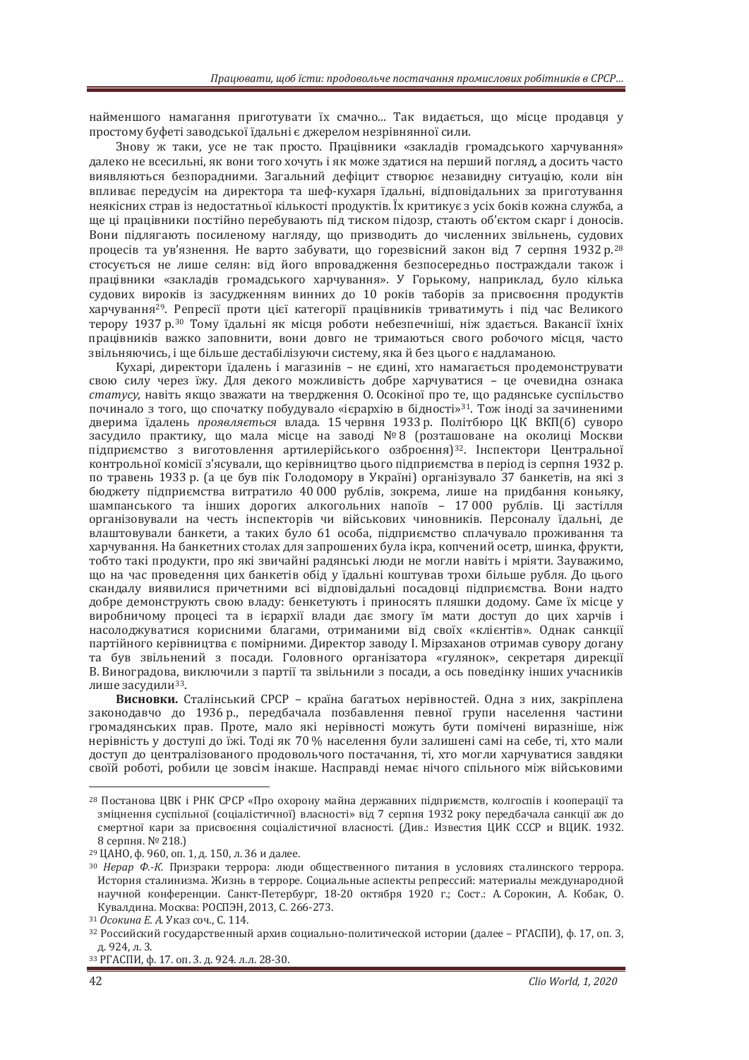найменшого намагання приготувати їх смачно... Так видається, що місце продавця у простому буфеті заводської їдальні є джерелом незрівнянної сили.

Знову ж таки, усе не так просто. Працівники «закладів громадського харчування» далеко не всесильні, як вони того хочуть і як може здатися на перший погляд, а досить часто виявляються безпорадними. Загальний дефіцит створює незавидну ситуацію, коли він впливає передусім на директора та шеф-кухаря їдальні, відповідальних за приготування неякісних страв із недостатньої кількості продуктів. Їх критикує з усіх боків кожна служба, а ще ці працівники постійно перебувають під тиском підозр, стають об'єктом скарг і доносів. Вони підлягають посиленому нагляду, що призводить до численних звільнень, судових процесів та ув'язнення. Не варто забувати, що горезвісний закон від 7 серпня 1932 р.[28] стосується не лише селян: від його впровадження безпосередньо постраждали також і працівники «закладів громадського харчування». У Горькому, наприклад, було кілька судових вироків із засудженням винних до 10 років таборів за присвоєння продуктів харчування[29]. Репресії проти цієї категорії працівників триватимуть і під час Великого терору 1937 р.[30] Тому їдальні як місця роботи небезпечніші, ніж здається. Вакансії їхніх працівників важко заповнити, вони довго не тримаються свого робочого місця, часто звільняючись, і ще більше дестабілізуючи систему, яка й без цього є надламаною.

Кухарі, директори їдалень і магазинів – не єдині, хто намагається продемонструвати свою силу через їжу. Для декого можливість добре харчуватися – це очевидна ознака *статусу*, навіть якщо зважати на твердження О. Осокіної про те, що радянське суспільство починало з того, що спочатку побудувало «ієрархію в бідності»[31]. Тож іноді за зачиненими дверима їдалень *проявляється* влада. 15 червня 1933 р. Політбюро ЦК ВКП(б) суворо засудило практику, що мала місце на заводі № 8 (розташоване на околиці Москви підприємство з виготовлення артилерійського озброєння)[32]. Інспектори Центральної контрольної комісії з'ясували, що керівництво цього підприємства в період із серпня 1932 р. по травень 1933 р. (а це був пік Голодомору в Україні) організувало 37 банкетів, на які з бюджету підприємства витратило 40 000 рублів, зокрема, лише на придбання коньяку, шампанського та інших дорогих алкогольних напоїв – 17 000 рублів. Ці застілля організовували на честь інспекторів чи військових чиновників. Персоналу їдальні, де влаштовували банкети, а таких було 61 особа, підприємство сплачувало проживання та харчування. На банкетних столах для запрошених була ікра, копчений осетр, шинка, фрукти, тобто такі продукти, про які звичайні радянські люди не могли навіть і мріяти. Зауважимо, що на час проведення цих банкетів обід у їдальні коштував трохи більше рубля. До цього скандалу виявилися причетними всі відповідальні посадовці підприємства. Вони надто добре демонструють свою владу: бенкетують і приносять пляшки додому. Саме їх місце у виробничому процесі та в ієрархії влади дає змогу їм мати доступ до цих харчів і насолоджуватися корисними благами, отриманими від своїх «клієнтів». Однак санкції партійного керівництва є помірними. Директор заводу І. Мірзаханов отримав сувору догану та був звільнений з посади. Головного організатора «гулянок», секретаря дирекції В. Виноградова, виключили з партії та звільнили з посади, а ось поведінку інших учасників лише засудили[33].

**Висновки.** Сталінський СРСР – країна багатьох нерівностей. Одна з них, закріплена законодавчо до 1936 р., передбачала позбавлення певної групи населення частини громадянських прав. Проте, мало які нерівності можуть бути помічені виразніше, ніж нерівність у доступі до їжі. Тоді як 70 % населення були залишені самі на себе, ті, хто мали доступ до централізованого продовольчого постачання, ті, хто могли харчуватися завдяки своїй роботі, робили це зовсім інакше. Насправді немає нічого спільного між військовими

---

[28] Постанова ЦВК і РНК СРСР «Про охорону майна державних підприємств, колгоспів і кооперації та зміцнення суспільної (соціалістичної) власності» від 7 серпня 1932 року передбачала санкції аж до смертної кари за присвоєння соціалістичної власності. (Див.: Известия ЦИК СССР и ВЦИК. 1932. 8 серпня. № 218.)

[29] ЦАНО, ф. 960, оп. 1, д. 150, л. 36 и далее.

[30] *Нерар Ф.-К.* Призраки террора: люди общественного питания в условиях сталинского террора. История сталинизма. Жизнь в терроре. Социальные аспекты репрессий: материалы международной научной конференции. Санкт-Петербург, 18-20 октября 1920 г.; Сост.: А. Сорокин, А. Кобак, О. Кувалдина. Москва: РОСПЭН, 2013, С. 266-273.

[31] *Осокина Е. А.* Указ соч., С. 114.

[32] Российский государственный архив социально-политической истории (далее – РГАСПИ), ф. 17, оп. 3, д. 924, л. 3.

[33] РГАСПИ, ф. 17. оп. 3. д. 924. л.л. 28-30.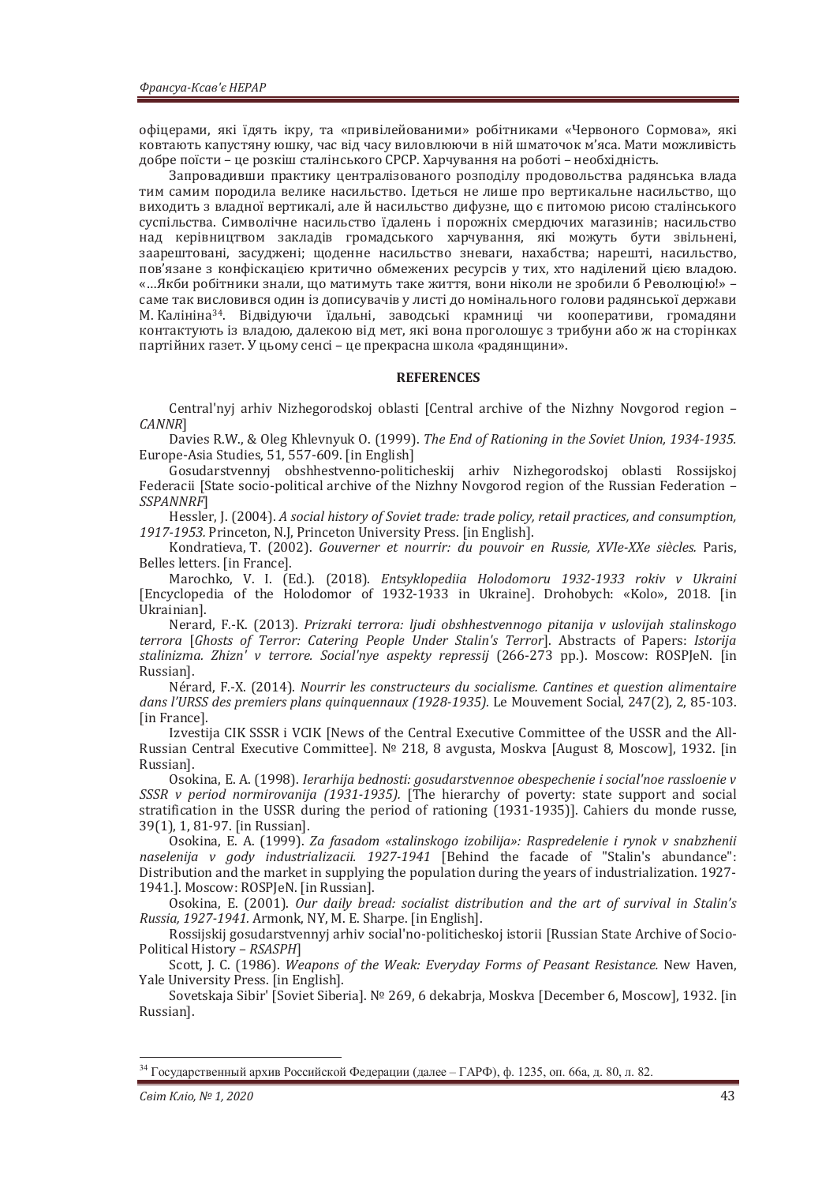офіцерами, які їдять ікру, та «привілейованими» робітниками «Червоного Сормова», які ковтають капустяну юшку, час від часу виловлюючи в ній шматочок м'яса. Мати можливість добре поїсти – це розкіш сталінського СРСР. Харчування на роботі – необхідність.

Запровадивши практику централізованого розподілу продовольства радянська влада тим самим породила велике насильство. Ідеться не лише про вертикальне насильство, що виходить з владної вертикалі, але й насильство дифузне, що є питомою рисою сталінського суспільства. Символічне насильство їдалень і порожніх смердючих магазинів; насильство над керівництвом закладів громадського харчування, які можуть бути звільнені, заарештовані, засуджені; щоденне насильство зневаги, нахабства; нарешті, насильство, пов'язане з конфіскацією критично обмежених ресурсів у тих, хто наділений цією владою. «…Якби робітники знали, що матимуть таке життя, вони ніколи не зробили б Революцію!» – саме так висловився один із дописувачів у листі до номінального голови радянської держави М. Калініна[34]. Відвідуючи їдальні, заводські крамниці чи кооперативи, громадяни контактують із владою, далекою від мет, які вона проголошує з трибуни або ж на сторінках партійних газет. У цьому сенсі – це прекрасна школа «радянщини».

## REFERENCES

Central'nyj arhiv Nizhegorodskoj oblasti [Central archive of the Nizhny Novgorod region – *CANNR*]

Davies R.W., & Oleg Khlevnyuk O. (1999). *The End of Rationing in the Soviet Union, 1934-1935*. Europe-Asia Studies, 51, 557-609. [in English]

Gosudarstvennyj obshhestvenno-politicheskij arhiv Nizhegorodskoj oblasti Rossijskoj Federacii [State socio-political archive of the Nizhny Novgorod region of the Russian Federation – *SSPANNRF*]

Hessler, J. (2004). *A social history of Soviet trade: trade policy, retail practices, and consumption, 1917-1953*. Princeton, N.J, Princeton University Press. [in English].

Kondratieva, T. (2002). *Gouverner et nourrir: du pouvoir en Russie, XVIe-XXe siècles*. Paris, Belles letters. [in France].

Marochko, V. I. (Ed.). (2018). *Entsyklopediia Holodomoru 1932-1933 rokiv v Ukraini* [Encyclopedia of the Holodomor of 1932-1933 in Ukraine]. Drohobych: «Kolo», 2018. [in Ukrainian].

Nerard, F.-K. (2013). *Prizraki terrora: ljudi obshhestvennogo pitanija v uslovijah stalinskogo terrora* [*Ghosts of Terror: Catering People Under Stalin's Terror*]. Abstracts of Papers: *Istorija stalinizma. Zhizn' v terrore. Social'nye aspekty repressij* (266-273 pp.). Moscow: ROSPJeN. [in Russian].

Nérard, F.-X. (2014). *Nourrir les constructeurs du socialisme. Cantines et question alimentaire dans l'URSS des premiers plans quinquennaux (1928-1935).* Le Mouvement Social, 247(2), 2, 85-103. [in France].

Izvestija CIK SSSR i VCIK [News of the Central Executive Committee of the USSR and the All-Russian Central Executive Committee]. № 218, 8 avgusta, Moskva [August 8, Moscow], 1932. [in Russian].

Osokina, E. A. (1998). *Ierarhija bednosti: gosudarstvennoe obespechenie i social'noe rassloenie v SSSR v period normirovanija (1931-1935).* [The hierarchy of poverty: state support and social stratification in the USSR during the period of rationing (1931-1935)]. Cahiers du monde russe, 39(1), 1, 81-97. [in Russian].

Osokina, E. A. (1999). *Za fasadom «stalinskogo izobilija»: Raspredelenie i rynok v snabzhenii naselenija v gody industrializacii. 1927-1941* [Behind the facade of "Stalin's abundance": Distribution and the market in supplying the population during the years of industrialization. 1927-1941.]. Moscow: ROSPJeN. [in Russian].

Osokina, E. (2001). *Our daily bread: socialist distribution and the art of survival in Stalin's Russia, 1927-1941.* Armonk, NY, M. E. Sharpe. [in English].

Rossijskij gosudarstvennyj arhiv social'no-politicheskoj istorii [Russian State Archive of Socio-Political History – *RSASPH*]

Scott, J. C. (1986). *Weapons of the Weak: Everyday Forms of Peasant Resistance.* New Haven, Yale University Press. [in English].

Sovetskaja Sibir' [Soviet Siberia]. № 269, 6 dekabrja, Moskva [December 6, Moscow], 1932. [in Russian].

---

[34] Государственный архив Российской Федерации (далее – ГАРФ), ф. 1235, оп. 66а, д. 80, л. 82.